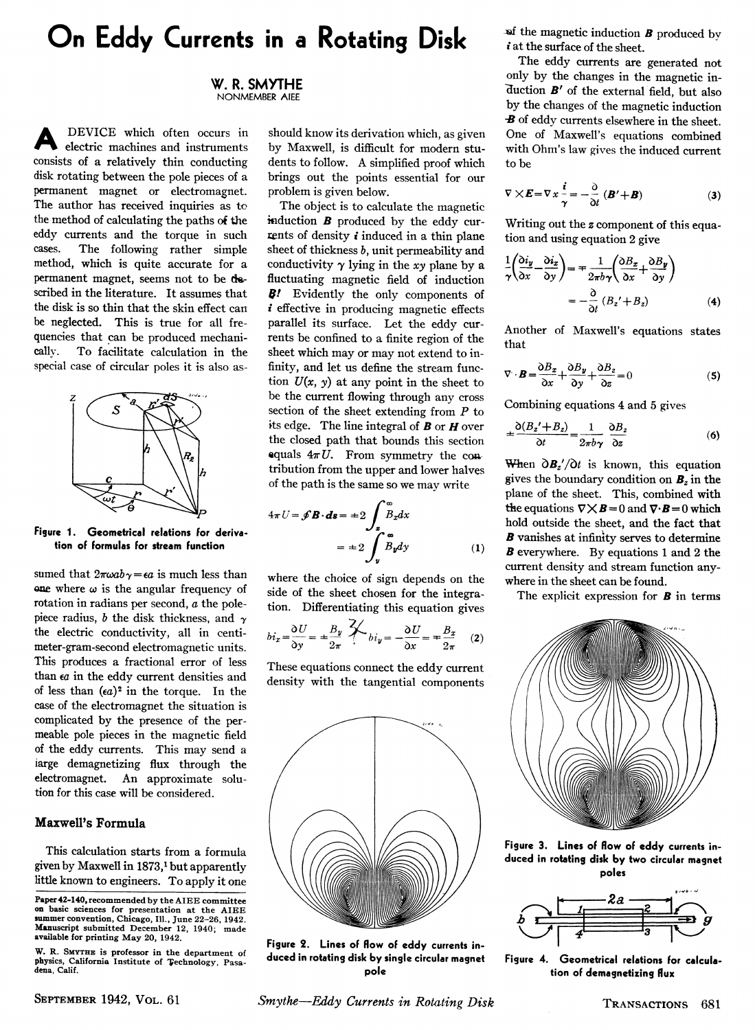# On Eddy Currents in a Rotating Disk

W. R. SMYTHE
NONMEMBER AIEE

A DEVICE which often occurs in electric machines and instruments consists of a relatively thin conducting disk rotating between the pole pieces of a permanent magnet or electromagnet. The author has received inquiries as to the method of calculating the paths of the eddy currents and the torque in such cases. The following rather simple method, which is quite accurate for a permanent magnet, seems not to be described in the literature. It assumes that the disk is so thin that the skin effect can be neglected. This is true for all frequencies that can be produced mechanically. To facilitate calculation in the special case of circular poles it is also assumed that $2\pi\omega ab\gamma = \epsilon a$ is much less than one where $\omega$ is the angular frequency of rotation in radians per second, $a$ the pole-piece radius, $b$ the disk thickness, and $\gamma$ the electric conductivity, all in centimeter-gram-second electromagnetic units. This produces a fractional error of less than $\epsilon a$ in the eddy current densities and of less than $(\epsilon a)^2$ in the torque. In the case of the electromagnet the situation is complicated by the presence of the permeable pole pieces in the magnetic field of the eddy currents. This may send a large demagnetizing flux through the electromagnet. An approximate solution for this case will be considered.

Figure 1. Geometrical relations for derivation of formulas for stream function

## Maxwell's Formula

This calculation starts from a formula given by Maxwell in 1873,[1] but apparently little known to engineers. To apply it one should know its derivation which, as given by Maxwell, is difficult for modern students to follow. A simplified proof which brings out the points essential for our problem is given below.

The object is to calculate the magnetic induction $\boldsymbol{B}$ produced by the eddy currents of density $\boldsymbol{i}$ induced in a thin plane sheet of thickness $b$, unit permeability and conductivity $\gamma$ lying in the $xy$ plane by a fluctuating magnetic field of induction $\boldsymbol{B}'$. Evidently the only components of $\boldsymbol{i}$ effective in producing magnetic effects parallel its surface. Let the eddy currents be confined to a finite region of the sheet which may or may not extend to infinity, and let us define the stream function $U(x, y)$ at any point in the sheet to be the current flowing through any cross section of the sheet extending from $P$ to its edge. The line integral of $\boldsymbol{B}$ or $\boldsymbol{H}$ over the closed path that bounds this section equals $4\pi U$. From symmetry the contribution from the upper and lower halves of the path is the same so we may write

$$4\pi U = \oint \boldsymbol{B}\cdot d\boldsymbol{s} = \pm 2\int_x^\infty B_z dx = \pm 2\int_y^\infty B_y dy \qquad (1)$$

where the choice of sign depends on the side of the sheet chosen for the integration. Differentiating this equation gives

$$bi_x = \frac{\partial U}{\partial y} = \pm\frac{B_y}{2\pi} \quad bi_y = -\frac{\partial U}{\partial x} = \mp\frac{B_x}{2\pi} \qquad (2)$$

These equations connect the eddy current density with the tangential components of the magnetic induction $\boldsymbol{B}$ produced by $\boldsymbol{i}$ at the surface of the sheet.

The eddy currents are generated not only by the changes in the magnetic induction $\boldsymbol{B}'$ of the external field, but also by the changes of the magnetic induction $\boldsymbol{B}$ of eddy currents elsewhere in the sheet. One of Maxwell's equations combined with Ohm's law gives the induced current to be

$$\nabla\times\boldsymbol{E} = \nabla\times\frac{\boldsymbol{i}}{\gamma} = -\frac{\partial}{\partial t}(\boldsymbol{B}'+\boldsymbol{B}) \qquad (3)$$

Writing out the $z$ component of this equation and using equation 2 give

$$\frac{1}{\gamma}\left(\frac{\partial i_y}{\partial x} - \frac{\partial i_x}{\partial y}\right) = \mp\frac{1}{2\pi b\gamma}\left(\frac{\partial B_x}{\partial x} + \frac{\partial B_y}{\partial y}\right) = -\frac{\partial}{\partial t}(B_z' + B_z) \qquad (4)$$

Another of Maxwell's equations states that

$$\nabla\cdot\boldsymbol{B} = \frac{\partial B_x}{\partial x} + \frac{\partial B_y}{\partial y} + \frac{\partial B_z}{\partial z} = 0 \qquad (5)$$

Combining equations 4 and 5 gives

$$\pm\frac{\partial(B_z'+B_z)}{\partial t} = \frac{1}{2\pi b\gamma}\frac{\partial B_z}{\partial z} \qquad (6)$$

When $\partial B_z'/\partial t$ is known, this equation gives the boundary condition on $\boldsymbol{B}_z$ in the plane of the sheet. This, combined with the equations $\nabla\times\boldsymbol{B} = 0$ and $\nabla\cdot\boldsymbol{B} = 0$ which hold outside the sheet, and the fact that $\boldsymbol{B}$ vanishes at infinity serves to determine $\boldsymbol{B}$ everywhere. By equations 1 and 2 the current density and stream function anywhere in the sheet can be found.

The explicit expression for $\boldsymbol{B}$ in terms

Figure 2. Lines of flow of eddy currents induced in rotating disk by single circular magnet pole

Figure 3. Lines of flow of eddy currents induced in rotating disk by two circular magnet poles

Figure 4. Geometrical relations for calculation of demagnetizing flux

Paper 42-140, recommended by the AIEE committee on basic sciences for presentation at the AIEE summer convention, Chicago, Ill., June 22–26, 1942. Manuscript submitted December 12, 1940; made available for printing May 20, 1942.

W. R. SMYTHE is professor in the department of physics, California Institute of Technology, Pasadena, Calif.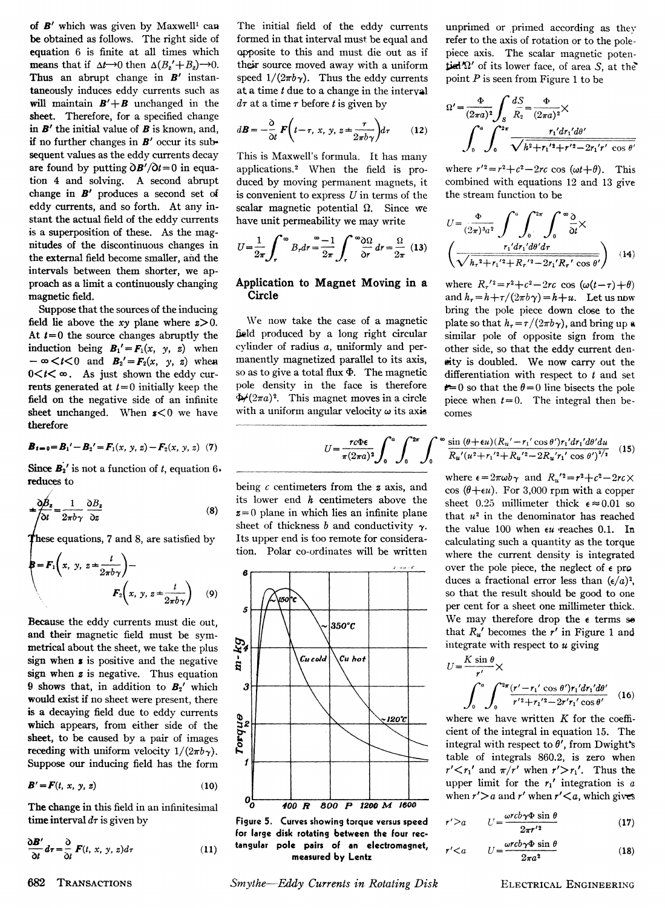of $B'$ which was given by Maxwell[1] can be obtained as follows. The right side of equation 6 is finite at all times which means that if $\Delta t \to 0$ then $\Delta(B_z' + B_z) \to 0$. Thus an abrupt change in $B'$ instantaneously induces eddy currents such as will maintain $B'+B$ unchanged in the sheet. Therefore, for a specified change in $B'$ the initial value of $B$ is known, and, if no further changes in $B'$ occur its subsequent values as the eddy currents decay are found by putting $\partial B'/\partial t = 0$ in equation 4 and solving. A second abrupt change in $B'$ produces a second set of eddy currents, and so forth. At any instant the actual field of the eddy currents is a superposition of these. As the magnitudes of the discontinuous changes in the external field become smaller, and the intervals between them shorter, we approach as a limit a continuously changing magnetic field.

Suppose that the sources of the inducing field lie above the $xy$ plane where $z>0$. At $t=0$ the source changes abruptly the induction being $B_1' = F_1(x, y, z)$ when $-\infty < t < 0$ and $B_2' = F_2(x, y, z)$ when $0 < t < \infty$. As just shown the eddy currents generated at $t=0$ initially keep the field on the negative side of an infinite sheet unchanged. When $z<0$ we have therefore

$$B_{t=0} = B_1' - B_2' = F_1(x, y, z) - F_2(x, y, z) \quad (7)$$

Since $B_2'$ is not a function of $t$, equation 6 reduces to

$$\pm\frac{\partial B_z}{\partial t} = \frac{1}{2\pi b\gamma}\frac{\partial B_z}{\partial z} \quad (8)$$

These equations, 7 and 8, are satisfied by

$$B = F_1\left(x, y, z \pm \frac{t}{2\pi b\gamma}\right) - F_2\left(x, y, z \pm \frac{t}{2\pi b\gamma}\right) \quad (9)$$

Because the eddy currents must die out, and their magnetic field must be symmetrical about the sheet, we take the plus sign when $z$ is positive and the negative sign when $z$ is negative. Thus equation 9 shows that, in addition to $B_2'$ which would exist if no sheet were present, there is a decaying field due to eddy currents which appears, from either side of the sheet, to be caused by a pair of images receding with uniform velocity $1/(2\pi b\gamma)$. Suppose our inducing field has the form

$$B' = F(t, x, y, z) \quad (10)$$

The change in this field in an infinitesimal time interval $d\tau$ is given by

$$\frac{\partial B'}{\partial t}d\tau = \frac{\partial}{\partial t}F(t, x, y, z)d\tau \quad (11)$$

The initial field of the eddy currents formed in that interval must be equal and opposite to this and must die out as if their source moved away with a uniform speed $1/(2\pi b\gamma)$. Thus the eddy currents at a time $t$ due to a change in the interval $d\tau$ at a time $\tau$ before $t$ is given by

$$dB = -\frac{\partial}{\partial t}F\left(t-\tau, x, y, z \pm \frac{\tau}{2\pi b\gamma}\right)d\tau \quad (12)$$

This is Maxwell's formula. It has many applications.[2] When the field is produced by moving permanent magnets, it is convenient to express $U$ in terms of the scalar magnetic potential $\Omega$. Since we have unit permeability we may write

$$U = \frac{1}{2\pi}\int_r^\infty B_r dr = \frac{-1}{2\pi}\int_r^\infty \frac{\partial \Omega}{\partial r}dr = \frac{\Omega}{2\pi} \quad (13)$$

## Application to Magnet Moving in a Circle

We now take the case of a magnetic field produced by a long right circular cylinder of radius $a$, uniformly and permanently magnetized parallel to its axis, so as to give a total flux $\Phi$. The magnetic pole density in the face is therefore $\Phi/(2\pi a)^2$. This magnet moves in a circle with a uniform angular velocity $\omega$ its axis being $c$ centimeters from the $z$ axis, and its lower end $h$ centimeters above the $z=0$ plane in which lies an infinite plane sheet of thickness $b$ and conductivity $\gamma$. Its upper end is too remote for consideration. Polar co-ordinates will be written unprimed or primed according as they refer to the axis of rotation or to the pole-piece axis. The scalar magnetic potential $\Omega'$ of its lower face, of area $S$, at the point $P$ is seen from Figure 1 to be

$$\Omega' = \frac{\Phi}{(2\pi a)^2}\int_S \frac{dS}{R_2} = \frac{\Phi}{(2\pi a)^2}\times \int_0^a\int_0^{2\pi}\frac{r_1'dr_1'd\theta'}{\sqrt{h^2+r_1'^2+r'^2-2r_1'r'\cos\theta'}}$$

where $r'^2 = r^2+c^2-2rc\cos(\omega t+\theta)$. This combined with equations 12 and 13 give the stream function to be

$$U = \frac{\Phi}{(2\pi)^3 a^2}\int_0^a\int_0^{2\pi}\int_0^\infty \frac{\partial}{\partial t}\times \left(\frac{r_1'dr_1'd\theta'd\tau}{\sqrt{h_\tau^2+r_1'^2+R_\tau'^2-2r_1'R_\tau'\cos\theta'}}\right) \quad (14)$$

where $R_\tau'^2 = r^2+c^2-2rc\cos(\omega(t-\tau)+\theta)$ and $h_\tau = h+\tau/(2\pi b\gamma) = h+u$. Let us now bring the pole piece down close to the plate so that $h_\tau = \tau/(2\pi b\gamma)$, and bring up a similar pole of opposite sign from the other side, so that the eddy current density is doubled. We now carry out the differentiation with respect to $t$ and set $t=0$ so that the $\theta=0$ line bisects the pole piece when $t=0$. The integral then becomes

$$U = \frac{rc\Phi\epsilon}{\pi(2\pi a)^2}\int_0^a\int_0^{2\pi}\int_0^\infty \frac{\sin(\theta+\epsilon u)(R_u'-r_1'\cos\theta')r_1'dr_1'd\theta'du}{R_u'(u^2+r_1'^2+R_u'^2-2R_u'r_1'\cos\theta')^{3/2}} \quad (15)$$

where $\epsilon = 2\pi\omega b\gamma$ and $R_u'^2 = r^2+c^2-2rc\times\cos(\theta+\epsilon u)$. For 3,000 rpm with a copper sheet 0.25 millimeter thick $\epsilon \approx 0.01$ so that $u^2$ in the denominator has reached the value 100 when $\epsilon u$ reaches 0.1. In calculating such a quantity as the torque where the current density is integrated over the pole piece, the neglect of $\epsilon$ produces a fractional error less than $(\epsilon/a)^2$, so that the result should be good to one per cent for a sheet one millimeter thick. We may therefore drop the $\epsilon$ terms so that $R_u'$ becomes the $r'$ in Figure 1 and integrate with respect to $u$ giving

$$U = \frac{K\sin\theta}{r'}\times \int_0^a\int_0^{2\pi}\frac{(r'-r_1'\cos\theta')r_1'dr_1'd\theta'}{r'^2+r_1'^2-2r'r_1'\cos\theta'} \quad (16)$$

where we have written $K$ for the coefficient of the integral in equation 15. The integral with respect to $\theta'$, from Dwight's table of integrals 860.2, is zero when $r'<r_1'$ and $\pi/r'$ when $r'>r_1'$. Thus the upper limit for the $r_1'$ integration is $a$ when $r'>a$ and $r'$ when $r'<a$, which gives

$$r'>a \qquad U = \frac{\omega rcb\gamma\Phi\sin\theta}{2\pi r'^2} \quad (17)$$

$$r'<a \qquad U = \frac{\omega rcb\gamma\Phi\sin\theta}{2\pi a^2} \quad (18)$$

Figure 5. Curves showing torque versus speed for large disk rotating between the four rectangular pole pairs of an electromagnet, measured by Lentz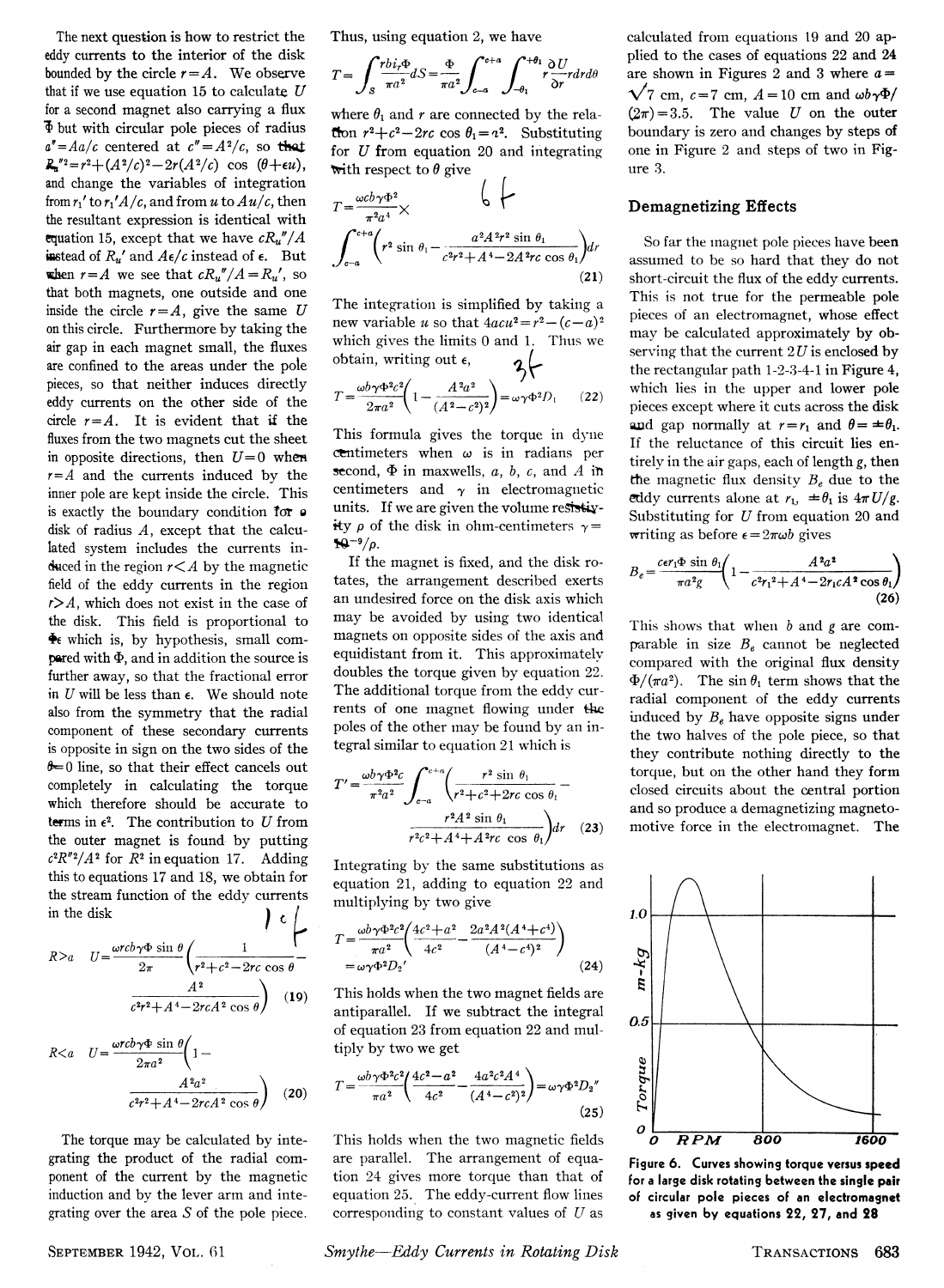The next question is how to restrict the eddy currents to the interior of the disk bounded by the circle $r = A$. We observe that if we use equation 15 to calculate $U$ for a second magnet also carrying a flux $\Phi$ but with circular pole pieces of radius $a'' = Aa/c$ centered at $c'' = A^2/c$, so that $R_u''^2 = r^2 + (A^2/c)^2 - 2r(A^2/c)\cos(\theta + \epsilon u)$, and change the variables of integration from $r_1'$ to $r_1'A/c$, and from $u$ to $Au/c$, then the resultant expression is identical with equation 15, except that we have $cR_u''/A$ instead of $R_u'$ and $A\epsilon/c$ instead of $\epsilon$. But when $r = A$ we see that $cR_u''/A = R_u'$, so that both magnets, one outside and one inside the circle $r = A$, give the same $U$ on this circle. Furthermore by taking the air gap in each magnet small, the fluxes are confined to the areas under the pole pieces, so that neither induces directly eddy currents on the other side of the circle $r = A$. It is evident that if the fluxes from the two magnets cut the sheet in opposite directions, then $U = 0$ when $r = A$ and the currents induced by the inner pole are kept inside the circle. This is exactly the boundary condition for a disk of radius $A$, except that the calculated system includes the currents induced in the region $r < A$ by the magnetic field of the eddy currents in the region $r > A$, which does not exist in the case of the disk. This field is proportional to $\Phi\epsilon$ which is, by hypothesis, small compared with $\Phi$, and in addition the source is further away, so that the fractional error in $U$ will be less than $\epsilon$. We should note also from the symmetry that the radial component of these secondary currents is opposite in sign on the two sides of the $\theta = 0$ line, so that their effect cancels out completely in calculating the torque which therefore should be accurate to terms in $\epsilon^2$. The contribution to $U$ from the outer magnet is found by putting $c^2R''^2/A^2$ for $R^2$ in equation 17. Adding this to equations 17 and 18, we obtain for the stream function of the eddy currents in the disk

$$R > a \quad U = \frac{\omega r c b \gamma \Phi \sin\theta}{2\pi}\left(\frac{1}{r^2 + c^2 - 2rc\cos\theta} - \frac{A^2}{c^2r^2 + A^4 - 2rcA^2\cos\theta}\right) \tag{19}$$

$$R < a \quad U = \frac{\omega r c b \gamma \Phi \sin\theta}{2\pi a^2}\left(1 - \frac{A^2a^2}{c^2r^2 + A^4 - 2rcA^2\cos\theta}\right) \tag{20}$$

The torque may be calculated by integrating the product of the radial component of the current by the magnetic induction and by the lever arm and integrating over the area $S$ of the pole piece. Thus, using equation 2, we have

$$T = \int_S \frac{rbi_r\Phi}{\pi a^2}dS = \frac{\Phi}{\pi a^2}\int_{c-a}^{c+a}\int_{-\theta_1}^{+\theta_1} \frac{\partial U}{\partial r} r\,dr\,d\theta$$

where $\theta_1$ and $r$ are connected by the relation $r^2 + c^2 - 2rc\cos\theta_1 = a^2$. Substituting for $U$ from equation 20 and integrating with respect to $\theta$ give

$$T = \frac{\omega c b \gamma \Phi^2}{\pi^2 a^4} \times \int_{c-a}^{c+a}\left(r^2\sin\theta_1 - \frac{a^2A^2r^2\sin\theta_1}{c^2r^2 + A^4 - 2A^2rc\cos\theta_1}\right)dr \tag{21}$$

The integration is simplified by taking a new variable $u$ so that $4acu^2 = r^2 - (c-a)^2$ which gives the limits 0 and 1. Thus we obtain, writing out $\epsilon$,

$$T = \frac{\omega b \gamma \Phi^2 c^2}{2\pi a^2}\left(1 - \frac{A^2a^2}{(A^2 - c^2)^2}\right) = \omega\gamma\Phi^2 D_1 \tag{22}$$

This formula gives the torque in dyne centimeters when $\omega$ is in radians per second, $\Phi$ in maxwells, $a$, $b$, $c$, and $A$ in centimeters and $\gamma$ in electromagnetic units. If we are given the volume resistivity $\rho$ of the disk in ohm-centimeters $\gamma = 10^{-9}/\rho$.

If the magnet is fixed, and the disk rotates, the arrangement described exerts an undesired force on the disk axis which may be avoided by using two identical magnets on opposite sides of the axis and equidistant from it. This approximately doubles the torque given by equation 22. The additional torque from the eddy currents of one magnet flowing under the poles of the other may be found by an integral similar to equation 21 which is

$$T' = \frac{\omega b \gamma \Phi^2 c}{\pi^2 a^2}\int_{c-a}^{c+a}\left(\frac{r^2\sin\theta_1}{r^2 + c^2 + 2rc\cos\theta_1} - \frac{r^2A^2\sin\theta_1}{r^2c^2 + A^4 + A^2rc\cos\theta_1}\right)dr \tag{23}$$

Integrating by the same substitutions as equation 21, adding to equation 22 and multiplying by two give

$$T = \frac{\omega b \gamma \Phi^2 c^2}{\pi a^2}\left(\frac{4c^2 + a^2}{4c^2} - \frac{2a^2A^2(A^4 + c^4)}{(A^4 - c^4)^2}\right) = \omega\gamma\Phi^2 D_2' \tag{24}$$

This holds when the two magnet fields are antiparallel. If we subtract the integral of equation 23 from equation 22 and multiply by two we get

$$T = \frac{\omega b \gamma \Phi^2 c^2}{\pi a^2}\left(\frac{4c^2 - a^2}{4c^2} - \frac{4a^2c^2A^4}{(A^4 - c^4)^2}\right) = \omega\gamma\Phi^2 D_2'' \tag{25}$$

This holds when the two magnetic fields are parallel. The arrangement of equation 24 gives more torque than that of equation 25. The eddy-current flow lines corresponding to constant values of $U$ as calculated from equations 19 and 20 applied to the cases of equations 22 and 24 are shown in Figures 2 and 3 where $a = \sqrt{7}$ cm, $c = 7$ cm, $A = 10$ cm and $\omega b \gamma \Phi/(2\pi) = 3.5$. The value $U$ on the outer boundary is zero and changes by steps of one in Figure 2 and steps of two in Figure 3.

## Demagnetizing Effects

So far the magnet pole pieces have been assumed to be so hard that they do not short-circuit the flux of the eddy currents. This is not true for the permeable pole pieces of an electromagnet, whose effect may be calculated approximately by observing that the current $2U$ is enclosed by the rectangular path 1-2-3-4-1 in Figure 4, which lies in the upper and lower pole pieces except where it cuts across the disk and gap normally at $r = r_1$ and $\theta = \pm\theta_1$. If the reluctance of this circuit lies entirely in the air gaps, each of length $g$, then the magnetic flux density $B_e$ due to the eddy currents alone at $r_1$, $\pm\theta_1$ is $4\pi U/g$. Substituting for $U$ from equation 20 and writing as before $\epsilon = 2\pi\omega b$ gives

$$B_e = \frac{c\epsilon r_1\Phi\sin\theta_1}{\pi a^2 g}\left(1 - \frac{A^2a^2}{c^2r_1^2 + A^4 - 2r_1cA^2\cos\theta_1}\right) \tag{26}$$

This shows that when $b$ and $g$ are comparable in size $B_e$ cannot be neglected compared with the original flux density $\Phi/(\pi a^2)$. The $\sin\theta_1$ term shows that the radial component of the eddy currents induced by $B_e$ have opposite signs under the two halves of the pole piece, so that they contribute nothing directly to the torque, but on the other hand they form closed circuits about the central portion and so produce a demagnetizing magnetomotive force in the electromagnet. The

**Figure 6. Curves showing torque versus speed for a large disk rotating between the single pair of circular pole pieces of an electromagnet as given by equations 22, 27, and 28**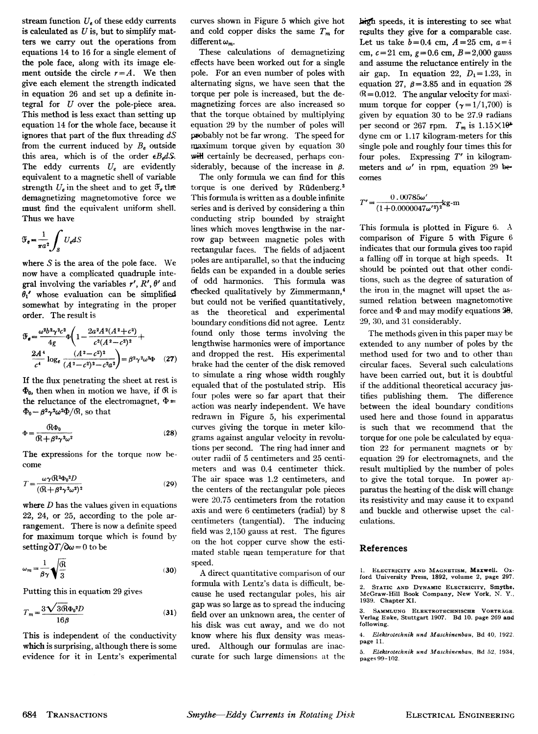stream function $U_e$ of these eddy currents is calculated as $U$ is, but to simplify matters we carry out the operations from equations 14 to 16 for a single element of the pole face, along with its image element outside the circle $r=A$. We then give each element the strength indicated in equation 26 and set up a definite integral for $U$ over the pole-piece area. This method is less exact than setting up equation 14 for the whole face, because it ignores that part of the flux threading $dS$ from the current induced by $B_e$ outside this area, which is of the order $\epsilon B_e dS$. The eddy currents $U_e$ are evidently equivalent to a magnetic shell of variable strength $U_e$ in the sheet and to get $\mathfrak{F}_e$ the demagnetizing magnetomotive force we must find the equivalent uniform shell. Thus we have

$$\mathfrak{F}_e = \frac{1}{\pi a^2}\int_S U_e dS$$

where $S$ is the area of the pole face. We now have a complicated quadruple integral involving the variables $r'$, $R'$, $\theta'$ and $\theta_1'$ whose evaluation can be simplified somewhat by integrating in the proper order. The result is

$$\mathfrak{F}_e = \frac{\omega^2 b^2 \gamma^2 c^2}{4g}\Phi\left(1 - \frac{2a^2A^2(A^2+c^2)}{c^2(A^2-c^2)^2} + \frac{2A^4}{c^4}\log_e\frac{(A^2-c^2)^2}{(A^2-c^2)^2-c^2a^2}\right) = \beta^2\gamma^2\omega^2\Phi \quad (27)$$

If the flux penetrating the sheet at rest is $\Phi_0$, then when in motion we have, if $\mathfrak{R}$ is the reluctance of the electromagnet, $\Phi = \Phi_0 - \beta^2\gamma^2\omega^2\Phi/\mathfrak{R}$, so that

$$\Phi = \frac{\mathfrak{R}\Phi_0}{\mathfrak{R}+\beta^2\gamma^2\omega^2} \quad (28)$$

The expressions for the torque now become

$$T = \frac{\omega\gamma\mathfrak{R}^2\Phi_0^2 D}{(\mathfrak{R}+\beta^2\gamma^2\omega^2)^2} \quad (29)$$

where $D$ has the values given in equations 22, 24, or 25, according to the pole arrangement. There is now a definite speed for maximum torque which is found by setting $\partial T/\partial\omega = 0$ to be

$$\omega_m = \frac{1}{\beta\gamma}\sqrt{\frac{\mathfrak{R}}{3}} \quad (30)$$

Putting this in equation 29 gives

$$T_m = \frac{3\sqrt{3\mathfrak{R}}\Phi_0^2 D}{16\beta} \quad (31)$$

This is independent of the conductivity which is surprising, although there is some evidence for it in Lentz's experimental curves shown in Figure 5 which give hot and cold copper disks the same $T_m$ for different $\omega_m$.

These calculations of demagnetizing effects have been worked out for a single pole. For an even number of poles with alternating signs, we have seen that the torque per pole is increased, but the demagnetizing forces are also increased so that the torque obtained by multiplying equation 29 by the number of poles will probably not be far wrong. The speed for maximum torque given by equation 30 will certainly be decreased, perhaps considerably, because of the increase in $\beta$.

The only formula we can find for this torque is one derived by Rüdenberg.[3] This formula is written as a double infinite series and is derived by considering a thin conducting strip bounded by straight lines which moves lengthwise in the narrow gap between magnetic poles with rectangular faces. The fields of adjacent poles are antiparallel, so that the inducing fields can be expanded in a double series of odd harmonics. This formula was checked qualitatively by Zimmermann,[4] but could not be verified quantitatively, as the theoretical and experimental boundary conditions did not agree. Lentz found only those terms involving the lengthwise harmonics were of importance and dropped the rest. His experimental brake had the center of the disk removed to simulate a ring whose width roughly equaled that of the postulated strip. His four poles were so far apart that their action was nearly independent. We have redrawn in Figure 5, his experimental curves giving the torque in meter kilograms against angular velocity in revolutions per second. The ring had inner and outer radii of 5 centimeters and 25 centimeters and was 0.4 centimeter thick. The air space was 1.2 centimeters, and the centers of the rectangular pole pieces were 20.75 centimeters from the rotation axis and were 6 centimeters (radial) by 8 centimeters (tangential). The inducing field was 2,150 gauss at rest. The figures on the hot copper curve show the estimated stable mean temperature for that speed.

A direct quantitative comparison of our formula with Lentz's data is difficult, because he used rectangular poles, his air gap was so large as to spread the inducing field over an unknown area, the center of his disk was cut away, and we do not know where his flux density was measured. Although our formulas are inaccurate for such large dimensions at the high speeds, it is interesting to see what results they give for a comparable case. Let us take $b=0.4$ cm, $A=25$ cm, $a=4$ cm, $c=21$ cm, $g=0.6$ cm, $B=2{,}000$ gauss and assume the reluctance entirely in the air gap. In equation 22, $D_1=1.23$, in equation 27, $\beta=3.85$ and in equation 28 $\mathfrak{R}=0.012$. The angular velocity for maximum torque for copper ($\gamma=1/1{,}700$) is given by equation 30 to be 27.9 radians per second or 267 rpm. $T_m$ is $1.15\times10^8$ dyne cm or 1.17 kilogram-meters for this single pole and roughly four times this for four poles. Expressing $T'$ in kilogram-meters and $\omega'$ in rpm, equation 29 becomes

$$T' = \frac{0.00785\omega'}{(1+0.0000047\omega'^2)^2}\text{kg-m}$$

This formula is plotted in Figure 6. A comparison of Figure 5 with Figure 6 indicates that our formula gives too rapid a falling off in torque at high speeds. It should be pointed out that other conditions, such as the degree of saturation of the iron in the magnet will upset the assumed relation between magnetomotive force and $\Phi$ and may modify equations 28, 29, 30, and 31 considerably.

The methods given in this paper may be extended to any number of poles by the method used for two and to other than circular faces. Several such calculations have been carried out, but it is doubtful if the additional theoretical accuracy justifies publishing them. The difference between the ideal boundary conditions used here and those found in apparatus is such that we recommend that the torque for one pole be calculated by equation 22 for permanent magnets or by equation 29 for electromagnets, and the result multiplied by the number of poles to give the total torque. In power apparatus the heating of the disk will change its resistivity and may cause it to expand and buckle and otherwise upset the calculations.

## References

1. Electricity and Magnetism, Maxwell. Oxford University Press, 1892, volume 2, page 297.
2. Static and Dynamic Electricity, Smythe. McGraw-Hill Book Company, New York, N. Y., 1939. Chapter XI.
3. Sammlung Elektrotechnische Vorträge. Verlag Enke, Stuttgart 1907. Bd 10. page 269 and following.
4. *Elektrotechnik und Maschinenbau*, Bd 40, 1922. page 11.
5. *Elektrotechnik und Maschinenbau*, Bd 52, 1934, pages 99-102.